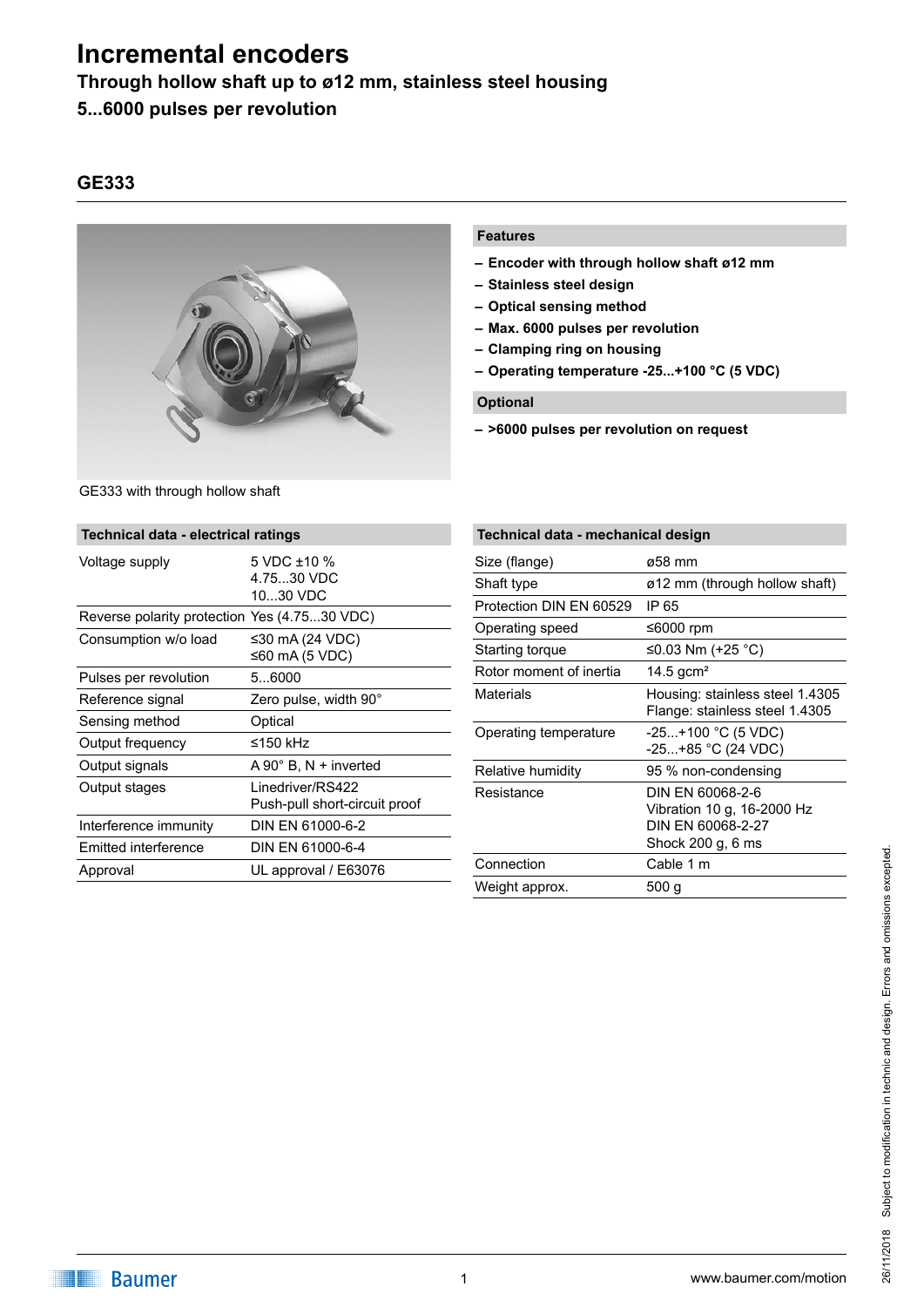# Incremental encoders

## Through hollow shaft up to ø12 mm, stainless steel housing

## 5...6000 pulses per revolution

### GE333

GE333 with through hollow shaft

#### Features

- **Encoder with through hollow shaft ø12 mm**
- **Stainless steel design**
- **Optical sensing method**
- **Max. 6000 pulses per revolution**
- **Clamping ring on housing**
- **Operating temperature -25...+100 °C (5 VDC)**

#### Optional

- **>6000 pulses per revolution on request**

#### Technical data - electrical ratings

| | |
|---|---|
| Voltage supply | 5 VDC ±10 %<br>4.75...30 VDC<br>10...30 VDC |
| Reverse polarity protection | Yes (4.75...30 VDC) |
| Consumption w/o load | ≤30 mA (24 VDC)<br>≤60 mA (5 VDC) |
| Pulses per revolution | 5...6000 |
| Reference signal | Zero pulse, width 90° |
| Sensing method | Optical |
| Output frequency | ≤150 kHz |
| Output signals | A 90° B, N + inverted |
| Output stages | Linedriver/RS422<br>Push-pull short-circuit proof |
| Interference immunity | DIN EN 61000-6-2 |
| Emitted interference | DIN EN 61000-6-4 |
| Approval | UL approval / E63076 |

#### Technical data - mechanical design

| | |
|---|---|
| Size (flange) | ø58 mm |
| Shaft type | ø12 mm (through hollow shaft) |
| Protection DIN EN 60529 | IP 65 |
| Operating speed | ≤6000 rpm |
| Starting torque | ≤0.03 Nm (+25 °C) |
| Rotor moment of inertia | 14.5 gcm² |
| Materials | Housing: stainless steel 1.4305<br>Flange: stainless steel 1.4305 |
| Operating temperature | -25...+100 °C (5 VDC)<br>-25...+85 °C (24 VDC) |
| Relative humidity | 95 % non-condensing |
| Resistance | DIN EN 60068-2-6<br>Vibration 10 g, 16-2000 Hz<br>DIN EN 60068-2-27<br>Shock 200 g, 6 ms |
| Connection | Cable 1 m |
| Weight approx. | 500 g |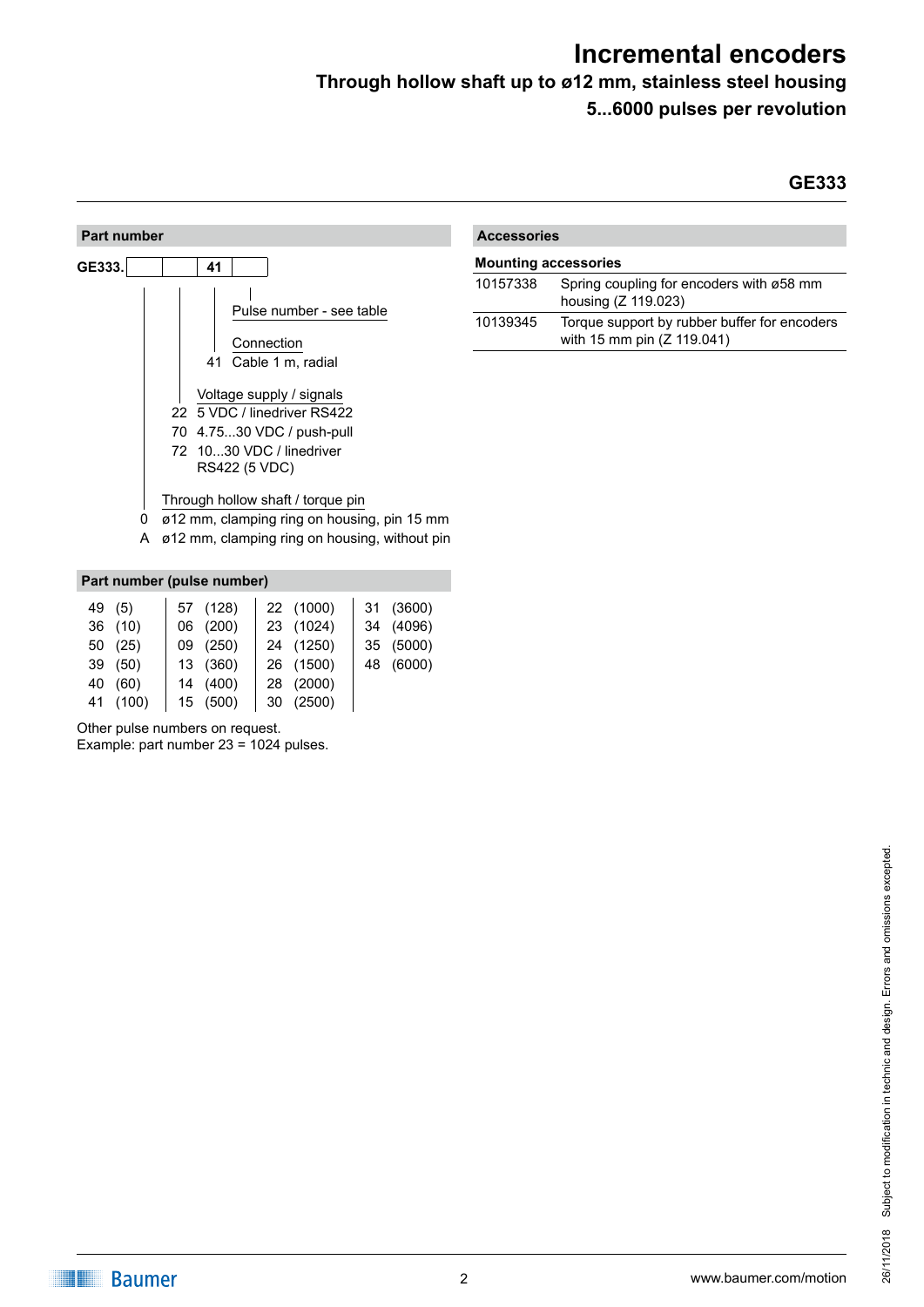# Incremental encoders

**Through hollow shaft up to ø12 mm, stainless steel housing**

**5...6000 pulses per revolution**

**GE333**

## Part number

**GE333.** [ ] [ ] **41** [ ]

Pulse number - see table

Connection
- 41 Cable 1 m, radial

Voltage supply / signals
- 22 5 VDC / linedriver RS422
- 70 4.75...30 VDC / push-pull
- 72 10...30 VDC / linedriver RS422 (5 VDC)

Through hollow shaft / torque pin
- 0 ø12 mm, clamping ring on housing, pin 15 mm
- A ø12 mm, clamping ring on housing, without pin

## Part number (pulse number)

| | | | |
|---|---|---|---|
| 49 (5) | 57 (128) | 22 (1000) | 31 (3600) |
| 36 (10) | 06 (200) | 23 (1024) | 34 (4096) |
| 50 (25) | 09 (250) | 24 (1250) | 35 (5000) |
| 39 (50) | 13 (360) | 26 (1500) | 48 (6000) |
| 40 (60) | 14 (400) | 28 (2000) | |
| 41 (100) | 15 (500) | 30 (2500) | |

Other pulse numbers on request.
Example: part number 23 = 1024 pulses.

## Accessories

**Mounting accessories**

| | |
|---|---|
| 10157338 | Spring coupling for encoders with ø58 mm housing (Z 119.023) |
| 10139345 | Torque support by rubber buffer for encoders with 15 mm pin (Z 119.041) |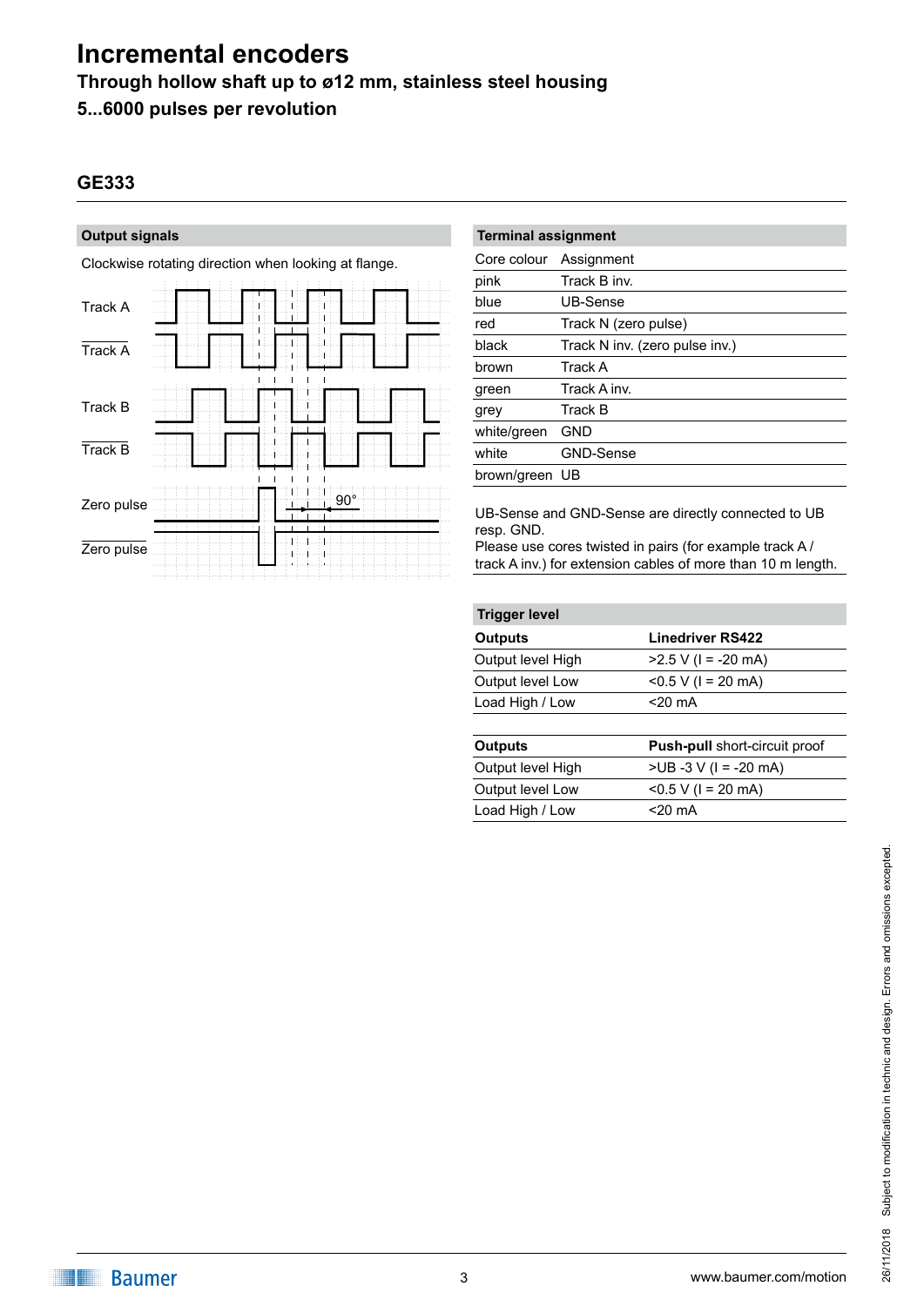# Incremental encoders

### Through hollow shaft up to ø12 mm, stainless steel housing

### 5...6000 pulses per revolution

## GE333

### Output signals

Clockwise rotating direction when looking at flange.

Track A

Track A (inverted)

Track B

Track B (inverted)

Zero pulse

Zero pulse (inverted)

90°

### Terminal assignment

| Core colour | Assignment |
|---|---|
| pink | Track B inv. |
| blue | UB-Sense |
| red | Track N (zero pulse) |
| black | Track N inv. (zero pulse inv.) |
| brown | Track A |
| green | Track A inv. |
| grey | Track B |
| white/green | GND |
| white | GND-Sense |
| brown/green | UB |

UB-Sense and GND-Sense are directly connected to UB resp. GND.
Please use cores twisted in pairs (for example track A / track A inv.) for extension cables of more than 10 m length.

### Trigger level

| Outputs | Linedriver RS422 |
|---|---|
| Output level High | >2.5 V (I = -20 mA) |
| Output level Low | <0.5 V (I = 20 mA) |
| Load High / Low | <20 mA |

| Outputs | **Push-pull** short-circuit proof |
|---|---|
| Output level High | >UB -3 V (I = -20 mA) |
| Output level Low | <0.5 V (I = 20 mA) |
| Load High / Low | <20 mA |

26/11/2018 Subject to modification in technic and design. Errors and omissions excepted.

Baumer

www.baumer.com/motion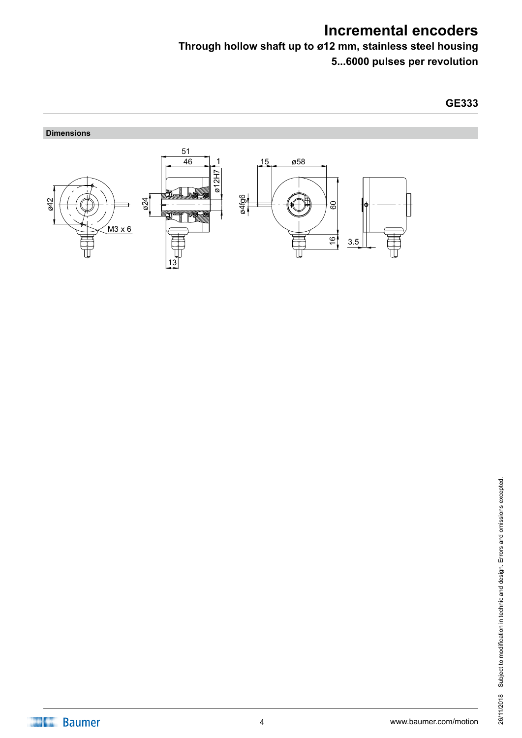# Incremental encoders

**Through hollow shaft up to ø12 mm, stainless steel housing**

**5...6000 pulses per revolution**

**GE333**

## Dimensions

51
46
1
ø12H7
ø42
ø24
M3 x 6
13
15
ø58
ø4fg6
60
16
3.5

26/11/2018 Subject to modification in technic and design. Errors and omissions excepted.